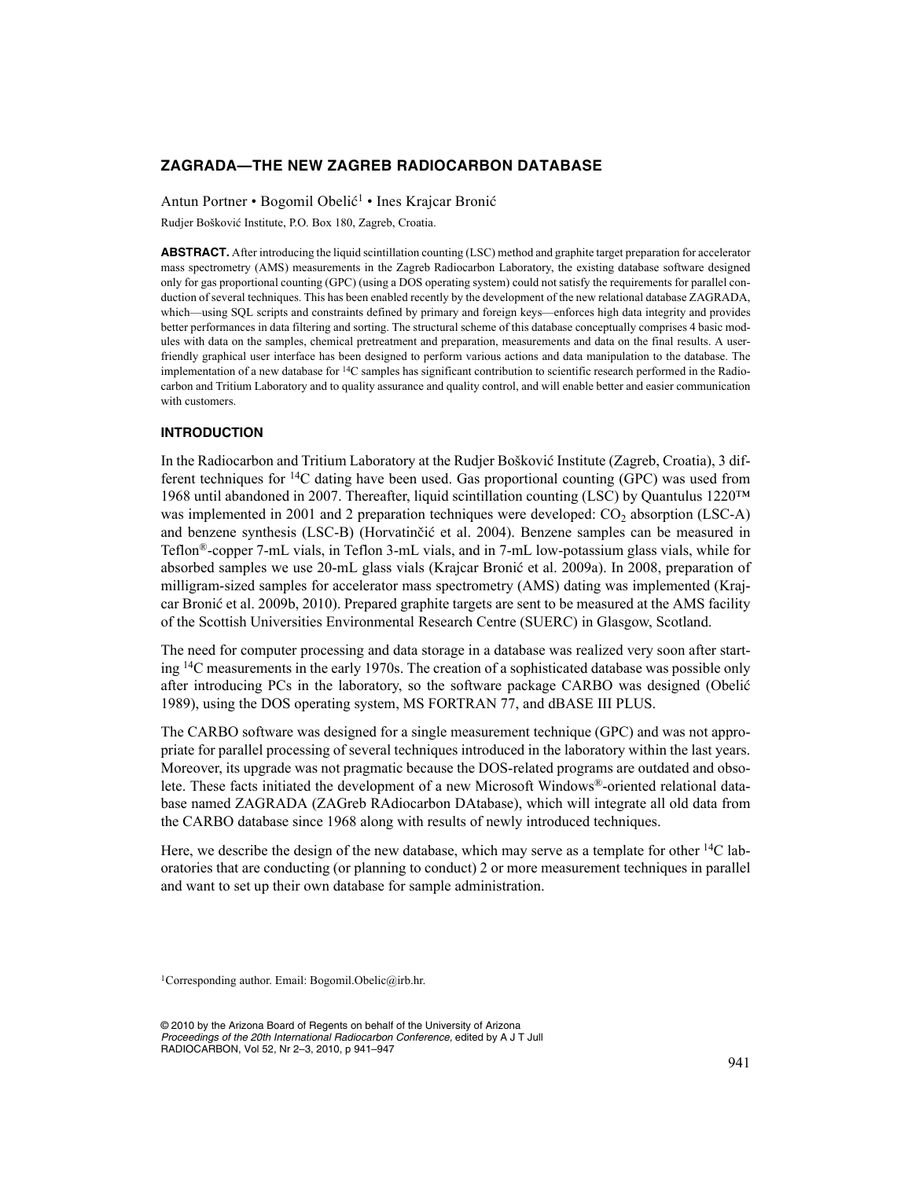# ZAGRADA—THE NEW ZAGREB RADIOCARBON DATABASE

Antun Portner • Bogomil Obelić[1] • Ines Krajcar Bronić

Rudjer Bošković Institute, P.O. Box 180, Zagreb, Croatia.

**ABSTRACT.** After introducing the liquid scintillation counting (LSC) method and graphite target preparation for accelerator mass spectrometry (AMS) measurements in the Zagreb Radiocarbon Laboratory, the existing database software designed only for gas proportional counting (GPC) (using a DOS operating system) could not satisfy the requirements for parallel conduction of several techniques. This has been enabled recently by the development of the new relational database ZAGRADA, which—using SQL scripts and constraints defined by primary and foreign keys—enforces high data integrity and provides better performances in data filtering and sorting. The structural scheme of this database conceptually comprises 4 basic modules with data on the samples, chemical pretreatment and preparation, measurements and data on the final results. A user-friendly graphical user interface has been designed to perform various actions and data manipulation to the database. The implementation of a new database for $^{14}C$ samples has significant contribution to scientific research performed in the Radiocarbon and Tritium Laboratory and to quality assurance and quality control, and will enable better and easier communication with customers.

## INTRODUCTION

In the Radiocarbon and Tritium Laboratory at the Rudjer Bošković Institute (Zagreb, Croatia), 3 different techniques for $^{14}C$ dating have been used. Gas proportional counting (GPC) was used from 1968 until abandoned in 2007. Thereafter, liquid scintillation counting (LSC) by Quantulus 1220™ was implemented in 2001 and 2 preparation techniques were developed: $CO_2$ absorption (LSC-A) and benzene synthesis (LSC-B) (Horvatinčić et al. 2004). Benzene samples can be measured in Teflon®-copper 7-mL vials, in Teflon 3-mL vials, and in 7-mL low-potassium glass vials, while for absorbed samples we use 20-mL glass vials (Krajcar Bronić et al. 2009a). In 2008, preparation of milligram-sized samples for accelerator mass spectrometry (AMS) dating was implemented (Krajcar Bronić et al. 2009b, 2010). Prepared graphite targets are sent to be measured at the AMS facility of the Scottish Universities Environmental Research Centre (SUERC) in Glasgow, Scotland.

The need for computer processing and data storage in a database was realized very soon after starting $^{14}C$ measurements in the early 1970s. The creation of a sophisticated database was possible only after introducing PCs in the laboratory, so the software package CARBO was designed (Obelić 1989), using the DOS operating system, MS FORTRAN 77, and dBASE III PLUS.

The CARBO software was designed for a single measurement technique (GPC) and was not appropriate for parallel processing of several techniques introduced in the laboratory within the last years. Moreover, its upgrade was not pragmatic because the DOS-related programs are outdated and obsolete. These facts initiated the development of a new Microsoft Windows®-oriented relational database named ZAGRADA (ZAGreb RAdiocarbon DAtabase), which will integrate all old data from the CARBO database since 1968 along with results of newly introduced techniques.

Here, we describe the design of the new database, which may serve as a template for other $^{14}C$ laboratories that are conducting (or planning to conduct) 2 or more measurement techniques in parallel and want to set up their own database for sample administration.

[1]Corresponding author. Email: Bogomil.Obelic@irb.hr.

© 2010 by the Arizona Board of Regents on behalf of the University of Arizona
*Proceedings of the 20th International Radiocarbon Conference,* edited by A J T Jull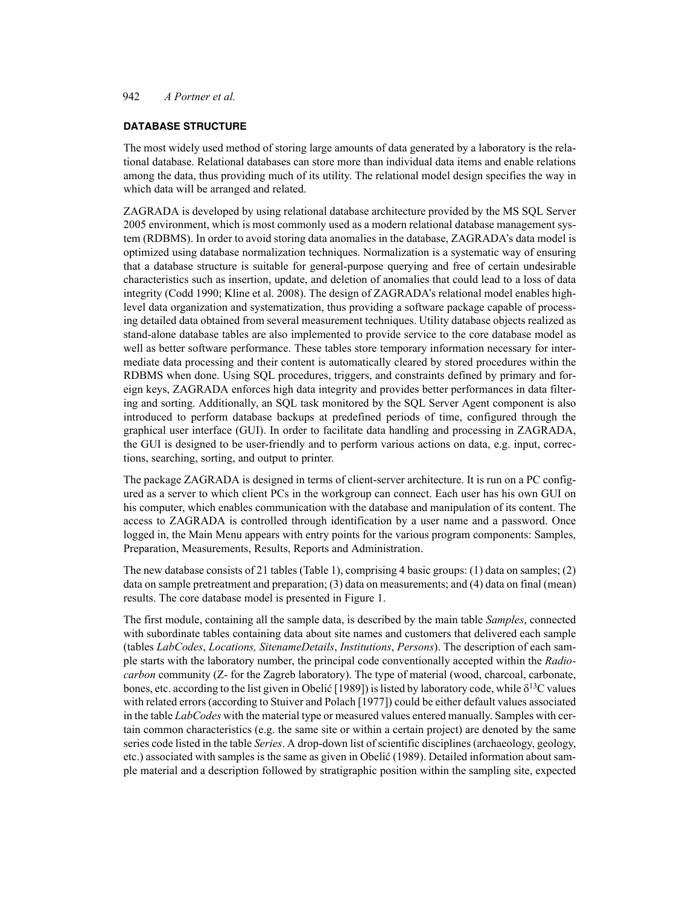## DATABASE STRUCTURE

The most widely used method of storing large amounts of data generated by a laboratory is the relational database. Relational databases can store more than individual data items and enable relations among the data, thus providing much of its utility. The relational model design specifies the way in which data will be arranged and related.

ZAGRADA is developed by using relational database architecture provided by the MS SQL Server 2005 environment, which is most commonly used as a modern relational database management system (RDBMS). In order to avoid storing data anomalies in the database, ZAGRADA's data model is optimized using database normalization techniques. Normalization is a systematic way of ensuring that a database structure is suitable for general-purpose querying and free of certain undesirable characteristics such as insertion, update, and deletion of anomalies that could lead to a loss of data integrity (Codd 1990; Kline et al. 2008). The design of ZAGRADA's relational model enables high-level data organization and systematization, thus providing a software package capable of processing detailed data obtained from several measurement techniques. Utility database objects realized as stand-alone database tables are also implemented to provide service to the core database model as well as better software performance. These tables store temporary information necessary for intermediate data processing and their content is automatically cleared by stored procedures within the RDBMS when done. Using SQL procedures, triggers, and constraints defined by primary and foreign keys, ZAGRADA enforces high data integrity and provides better performances in data filtering and sorting. Additionally, an SQL task monitored by the SQL Server Agent component is also introduced to perform database backups at predefined periods of time, configured through the graphical user interface (GUI). In order to facilitate data handling and processing in ZAGRADA, the GUI is designed to be user-friendly and to perform various actions on data, e.g. input, corrections, searching, sorting, and output to printer.

The package ZAGRADA is designed in terms of client-server architecture. It is run on a PC configured as a server to which client PCs in the workgroup can connect. Each user has his own GUI on his computer, which enables communication with the database and manipulation of its content. The access to ZAGRADA is controlled through identification by a user name and a password. Once logged in, the Main Menu appears with entry points for the various program components: Samples, Preparation, Measurements, Results, Reports and Administration.

The new database consists of 21 tables (Table 1), comprising 4 basic groups: (1) data on samples; (2) data on sample pretreatment and preparation; (3) data on measurements; and (4) data on final (mean) results. The core database model is presented in Figure 1.

The first module, containing all the sample data, is described by the main table *Samples*, connected with subordinate tables containing data about site names and customers that delivered each sample (tables *LabCodes*, *Locations, SitenameDetails*, *Institutions*, *Persons*). The description of each sample starts with the laboratory number, the principal code conventionally accepted within the *Radiocarbon* community (Z- for the Zagreb laboratory). The type of material (wood, charcoal, carbonate, bones, etc. according to the list given in Obelić [1989]) is listed by laboratory code, while $\delta^{13}C$ values with related errors (according to Stuiver and Polach [1977]) could be either default values associated in the table *LabCodes* with the material type or measured values entered manually. Samples with certain common characteristics (e.g. the same site or within a certain project) are denoted by the same series code listed in the table *Series*. A drop-down list of scientific disciplines (archaeology, geology, etc.) associated with samples is the same as given in Obelić (1989). Detailed information about sample material and a description followed by stratigraphic position within the sampling site, expected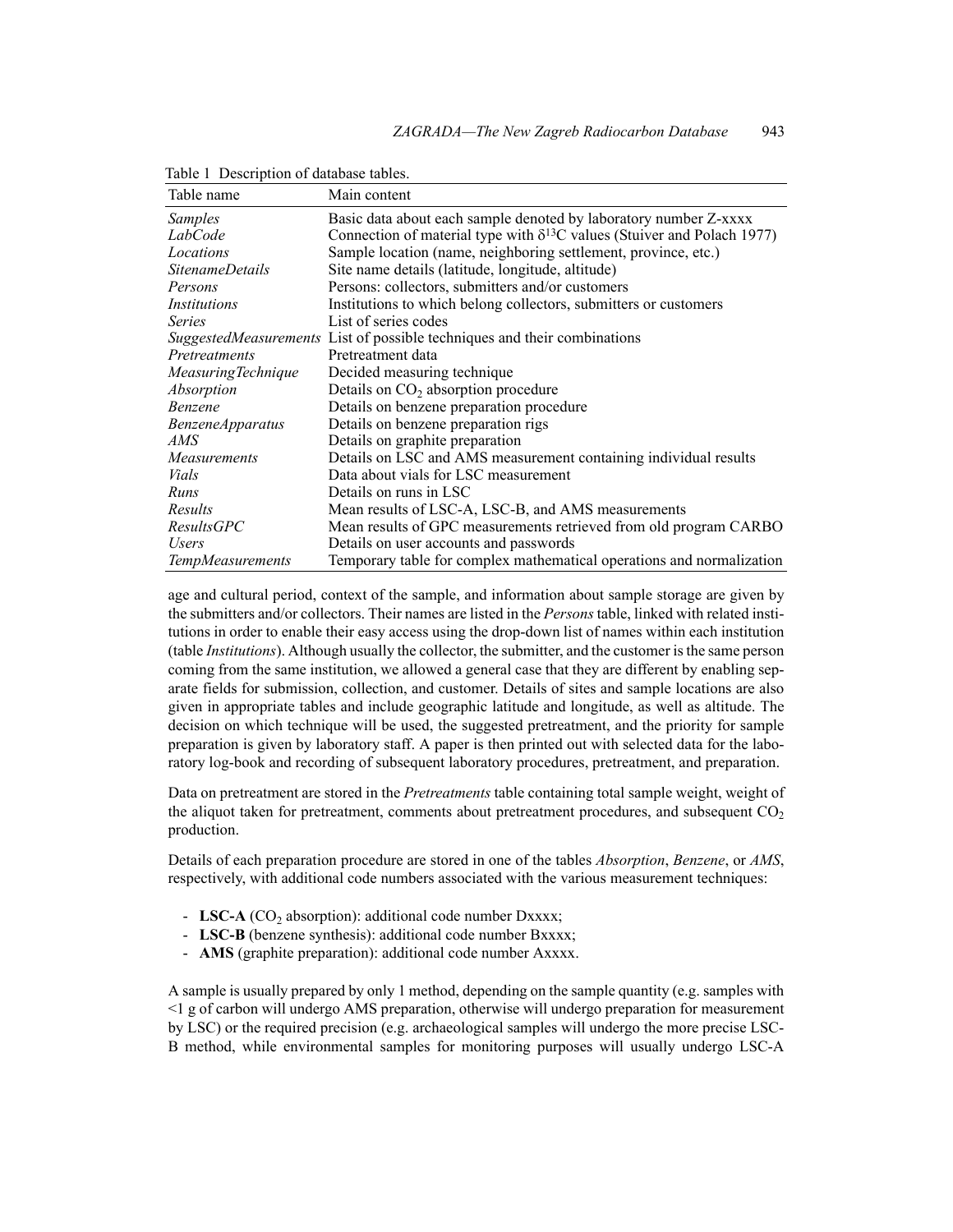Table 1 Description of database tables.

| Table name | Main content |
|---|---|
| *Samples* | Basic data about each sample denoted by laboratory number Z-xxxx |
| *LabCode* | Connection of material type with $\delta^{13}C$ values (Stuiver and Polach 1977) |
| *Locations* | Sample location (name, neighboring settlement, province, etc.) |
| *SitenameDetails* | Site name details (latitude, longitude, altitude) |
| *Persons* | Persons: collectors, submitters and/or customers |
| *Institutions* | Institutions to which belong collectors, submitters or customers |
| *Series* | List of series codes |
| *SuggestedMeasurements* | List of possible techniques and their combinations |
| *Pretreatments* | Pretreatment data |
| *MeasuringTechnique* | Decided measuring technique |
| *Absorption* | Details on $CO_2$ absorption procedure |
| *Benzene* | Details on benzene preparation procedure |
| *BenzeneApparatus* | Details on benzene preparation rigs |
| *AMS* | Details on graphite preparation |
| *Measurements* | Details on LSC and AMS measurement containing individual results |
| *Vials* | Data about vials for LSC measurement |
| *Runs* | Details on runs in LSC |
| *Results* | Mean results of LSC-A, LSC-B, and AMS measurements |
| *ResultsGPC* | Mean results of GPC measurements retrieved from old program CARBO |
| *Users* | Details on user accounts and passwords |
| *TempMeasurements* | Temporary table for complex mathematical operations and normalization |

age and cultural period, context of the sample, and information about sample storage are given by the submitters and/or collectors. Their names are listed in the *Persons* table, linked with related institutions in order to enable their easy access using the drop-down list of names within each institution (table *Institutions*). Although usually the collector, the submitter, and the customer is the same person coming from the same institution, we allowed a general case that they are different by enabling separate fields for submission, collection, and customer. Details of sites and sample locations are also given in appropriate tables and include geographic latitude and longitude, as well as altitude. The decision on which technique will be used, the suggested pretreatment, and the priority for sample preparation is given by laboratory staff. A paper is then printed out with selected data for the laboratory log-book and recording of subsequent laboratory procedures, pretreatment, and preparation.

Data on pretreatment are stored in the *Pretreatments* table containing total sample weight, weight of the aliquot taken for pretreatment, comments about pretreatment procedures, and subsequent $CO_2$ production.

Details of each preparation procedure are stored in one of the tables *Absorption*, *Benzene*, or *AMS*, respectively, with additional code numbers associated with the various measurement techniques:

- **LSC-A** ($CO_2$ absorption): additional code number Dxxxx;
- **LSC-B** (benzene synthesis): additional code number Bxxxx;
- **AMS** (graphite preparation): additional code number Axxxx.

A sample is usually prepared by only 1 method, depending on the sample quantity (e.g. samples with <1 g of carbon will undergo AMS preparation, otherwise will undergo preparation for measurement by LSC) or the required precision (e.g. archaeological samples will undergo the more precise LSC-B method, while environmental samples for monitoring purposes will usually undergo LSC-A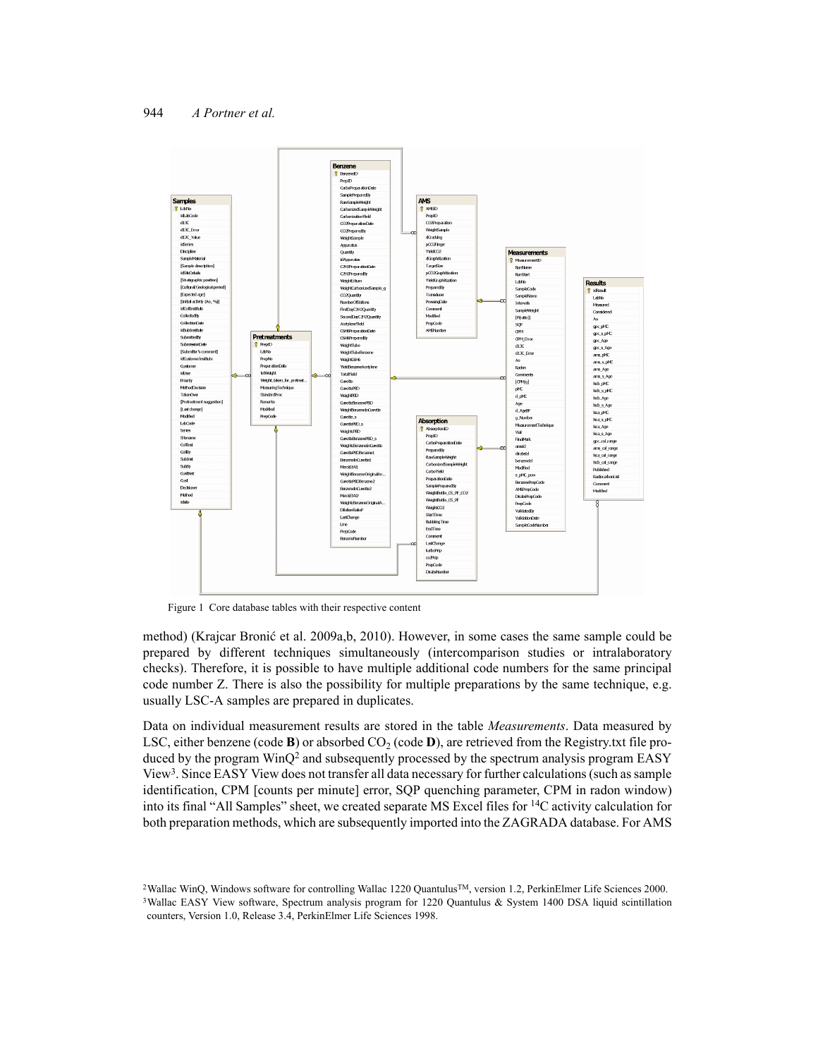Figure 1 Core database tables with their respective content

method) (Krajcar Bronić et al. 2009a,b, 2010). However, in some cases the same sample could be prepared by different techniques simultaneously (intercomparison studies or intralaboratory checks). Therefore, it is possible to have multiple additional code numbers for the same principal code number Z. There is also the possibility for multiple preparations by the same technique, e.g. usually LSC-A samples are prepared in duplicates.

Data on individual measurement results are stored in the table *Measurements*. Data measured by LSC, either benzene (code **B**) or absorbed $CO_2$ (code **D**), are retrieved from the Registry.txt file produced by the program WinQ[2] and subsequently processed by the spectrum analysis program EASY View[3]. Since EASY View does not transfer all data necessary for further calculations (such as sample identification, CPM [counts per minute] error, SQP quenching parameter, CPM in radon window) into its final "All Samples" sheet, we created separate MS Excel files for $^{14}C$ activity calculation for both preparation methods, which are subsequently imported into the ZAGRADA database. For AMS

[2]Wallac WinQ, Windows software for controlling Wallac 1220 Quantulus™, version 1.2, PerkinElmer Life Sciences 2000.

[3]Wallac EASY View software, Spectrum analysis program for 1220 Quantulus & System 1400 DSA liquid scintillation counters, Version 1.0, Release 3.4, PerkinElmer Life Sciences 1998.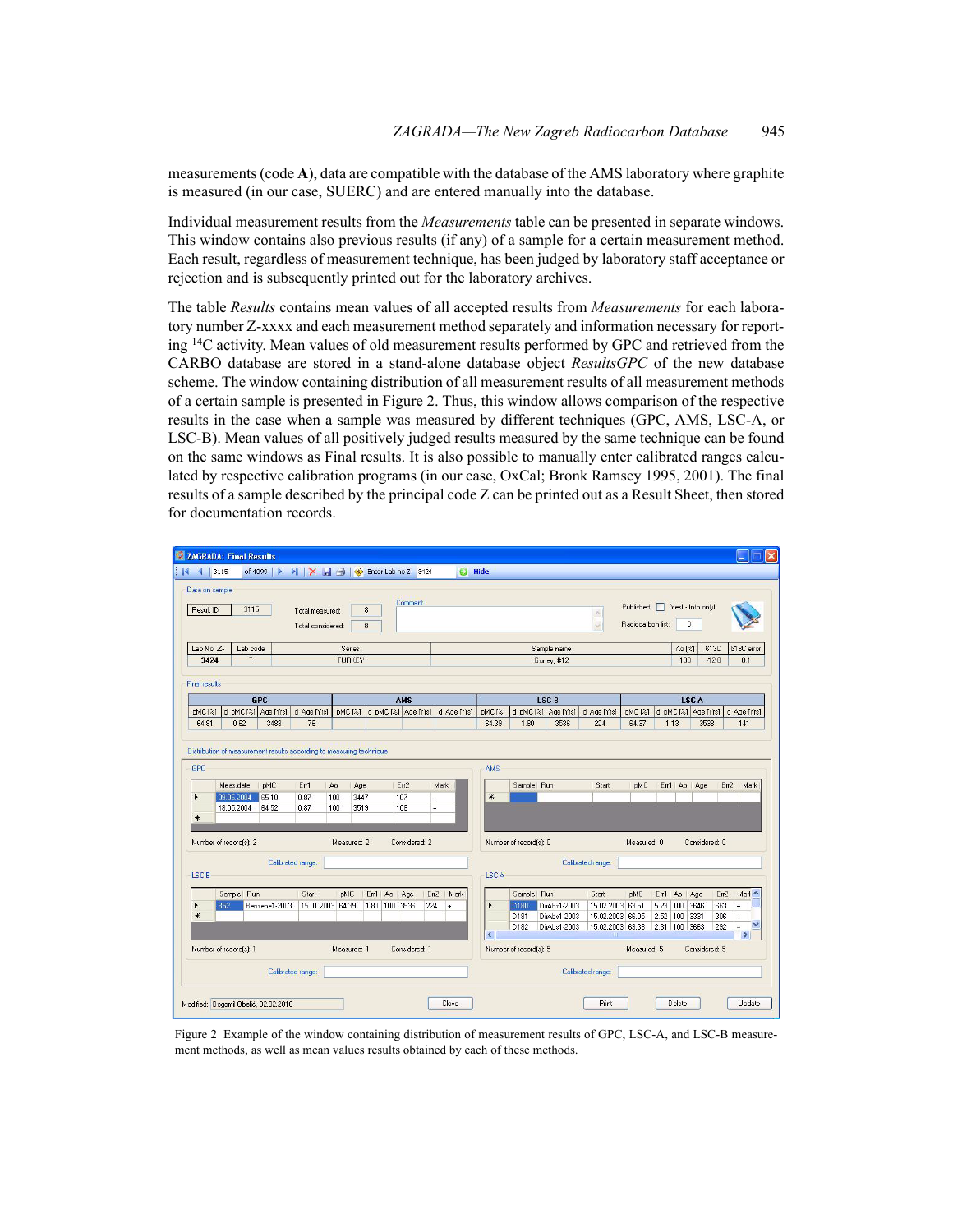measurements (code **A**), data are compatible with the database of the AMS laboratory where graphite is measured (in our case, SUERC) and are entered manually into the database.

Individual measurement results from the *Measurements* table can be presented in separate windows. This window contains also previous results (if any) of a sample for a certain measurement method. Each result, regardless of measurement technique, has been judged by laboratory staff acceptance or rejection and is subsequently printed out for the laboratory archives.

The table *Results* contains mean values of all accepted results from *Measurements* for each laboratory number Z-xxxx and each measurement method separately and information necessary for reporting $^{14}$C activity. Mean values of old measurement results performed by GPC and retrieved from the CARBO database are stored in a stand-alone database object *ResultsGPC* of the new database scheme. The window containing distribution of all measurement results of all measurement methods of a certain sample is presented in Figure 2. Thus, this window allows comparison of the respective results in the case when a sample was measured by different techniques (GPC, AMS, LSC-A, or LSC-B). Mean values of all positively judged results measured by the same technique can be found on the same windows as Final results. It is also possible to manually enter calibrated ranges calculated by respective calibration programs (in our case, OxCal; Bronk Ramsey 1995, 2001). The final results of a sample described by the principal code Z can be printed out as a Result Sheet, then stored for documentation records.

Figure 2 Example of the window containing distribution of measurement results of GPC, LSC-A, and LSC-B measurement methods, as well as mean values results obtained by each of these methods.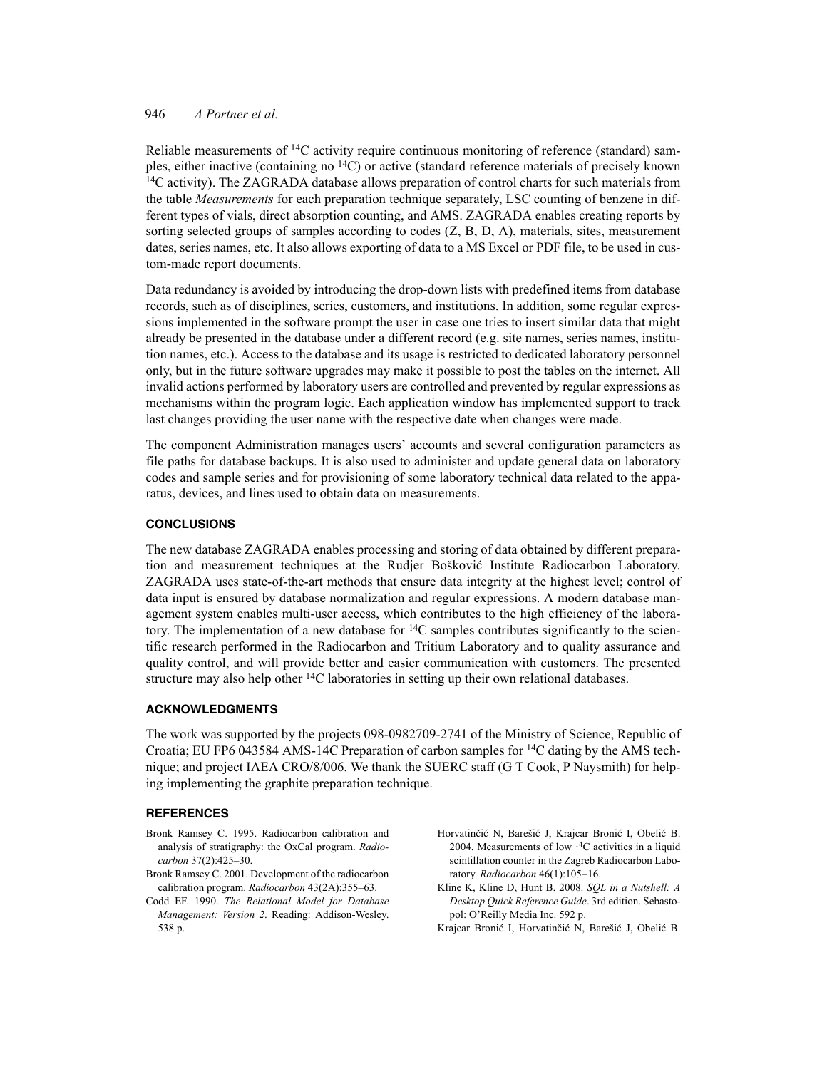Reliable measurements of $^{14}C$ activity require continuous monitoring of reference (standard) samples, either inactive (containing no $^{14}C$) or active (standard reference materials of precisely known $^{14}C$ activity). The ZAGRADA database allows preparation of control charts for such materials from the table *Measurements* for each preparation technique separately, LSC counting of benzene in different types of vials, direct absorption counting, and AMS. ZAGRADA enables creating reports by sorting selected groups of samples according to codes (Z, B, D, A), materials, sites, measurement dates, series names, etc. It also allows exporting of data to a MS Excel or PDF file, to be used in custom-made report documents.

Data redundancy is avoided by introducing the drop-down lists with predefined items from database records, such as of disciplines, series, customers, and institutions. In addition, some regular expressions implemented in the software prompt the user in case one tries to insert similar data that might already be presented in the database under a different record (e.g. site names, series names, institution names, etc.). Access to the database and its usage is restricted to dedicated laboratory personnel only, but in the future software upgrades may make it possible to post the tables on the internet. All invalid actions performed by laboratory users are controlled and prevented by regular expressions as mechanisms within the program logic. Each application window has implemented support to track last changes providing the user name with the respective date when changes were made.

The component Administration manages users' accounts and several configuration parameters as file paths for database backups. It is also used to administer and update general data on laboratory codes and sample series and for provisioning of some laboratory technical data related to the apparatus, devices, and lines used to obtain data on measurements.

## CONCLUSIONS

The new database ZAGRADA enables processing and storing of data obtained by different preparation and measurement techniques at the Rudjer Bošković Institute Radiocarbon Laboratory. ZAGRADA uses state-of-the-art methods that ensure data integrity at the highest level; control of data input is ensured by database normalization and regular expressions. A modern database management system enables multi-user access, which contributes to the high efficiency of the laboratory. The implementation of a new database for $^{14}C$ samples contributes significantly to the scientific research performed in the Radiocarbon and Tritium Laboratory and to quality assurance and quality control, and will provide better and easier communication with customers. The presented structure may also help other $^{14}C$ laboratories in setting up their own relational databases.

## ACKNOWLEDGMENTS

The work was supported by the projects 098-0982709-2741 of the Ministry of Science, Republic of Croatia; EU FP6 043584 AMS-14C Preparation of carbon samples for $^{14}C$ dating by the AMS technique; and project IAEA CRO/8/006. We thank the SUERC staff (G T Cook, P Naysmith) for helping implementing the graphite preparation technique.

## REFERENCES

Bronk Ramsey C. 1995. Radiocarbon calibration and analysis of stratigraphy: the OxCal program. *Radiocarbon* 37(2):425–30.

Bronk Ramsey C. 2001. Development of the radiocarbon calibration program. *Radiocarbon* 43(2A):355–63.

Codd EF. 1990. *The Relational Model for Database Management: Version 2*. Reading: Addison-Wesley. 538 p.

Horvatinčić N, Barešić J, Krajcar Bronić I, Obelić B. 2004. Measurements of low $^{14}C$ activities in a liquid scintillation counter in the Zagreb Radiocarbon Laboratory. *Radiocarbon* 46(1):105–16.

Kline K, Kline D, Hunt B. 2008. *SQL in a Nutshell: A Desktop Quick Reference Guide*. 3rd edition. Sebastopol: O'Reilly Media Inc. 592 p.

Krajcar Bronić I, Horvatinčić N, Barešić J, Obelić B.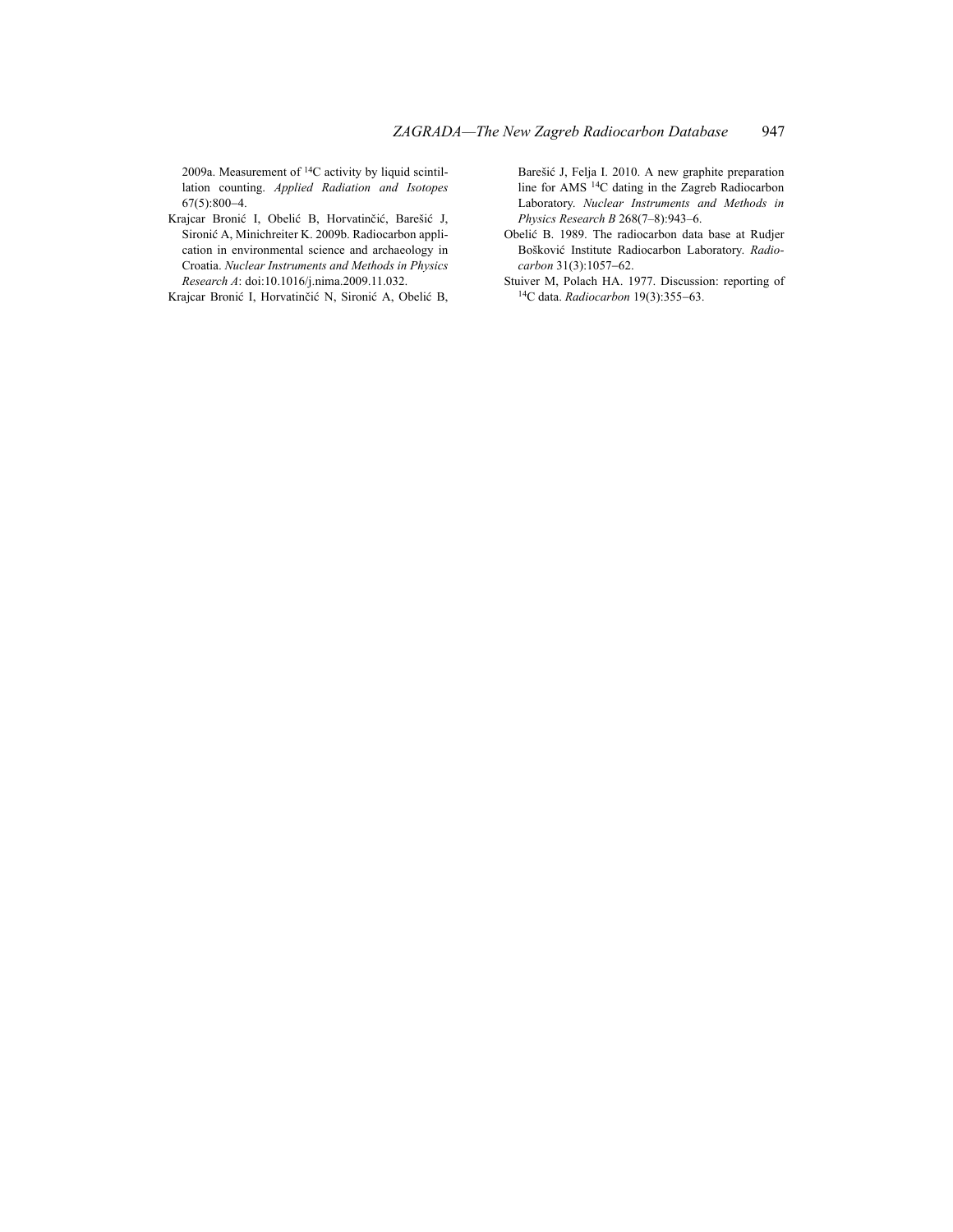2009a. Measurement of $^{14}C$ activity by liquid scintillation counting. *Applied Radiation and Isotopes* 67(5):800–4.

Krajcar Bronić I, Obelić B, Horvatinčić, Barešić J, Sironić A, Minichreiter K. 2009b. Radiocarbon application in environmental science and archaeology in Croatia. *Nuclear Instruments and Methods in Physics Research A*: doi:10.1016/j.nima.2009.11.032.

Krajcar Bronić I, Horvatinčić N, Sironić A, Obelić B, Barešić J, Felja I. 2010. A new graphite preparation line for AMS $^{14}C$ dating in the Zagreb Radiocarbon Laboratory. *Nuclear Instruments and Methods in Physics Research B* 268(7–8):943–6.

Obelić B. 1989. The radiocarbon data base at Rudjer Bošković Institute Radiocarbon Laboratory. *Radiocarbon* 31(3):1057–62.

Stuiver M, Polach HA. 1977. Discussion: reporting of $^{14}C$ data. *Radiocarbon* 19(3):355–63.